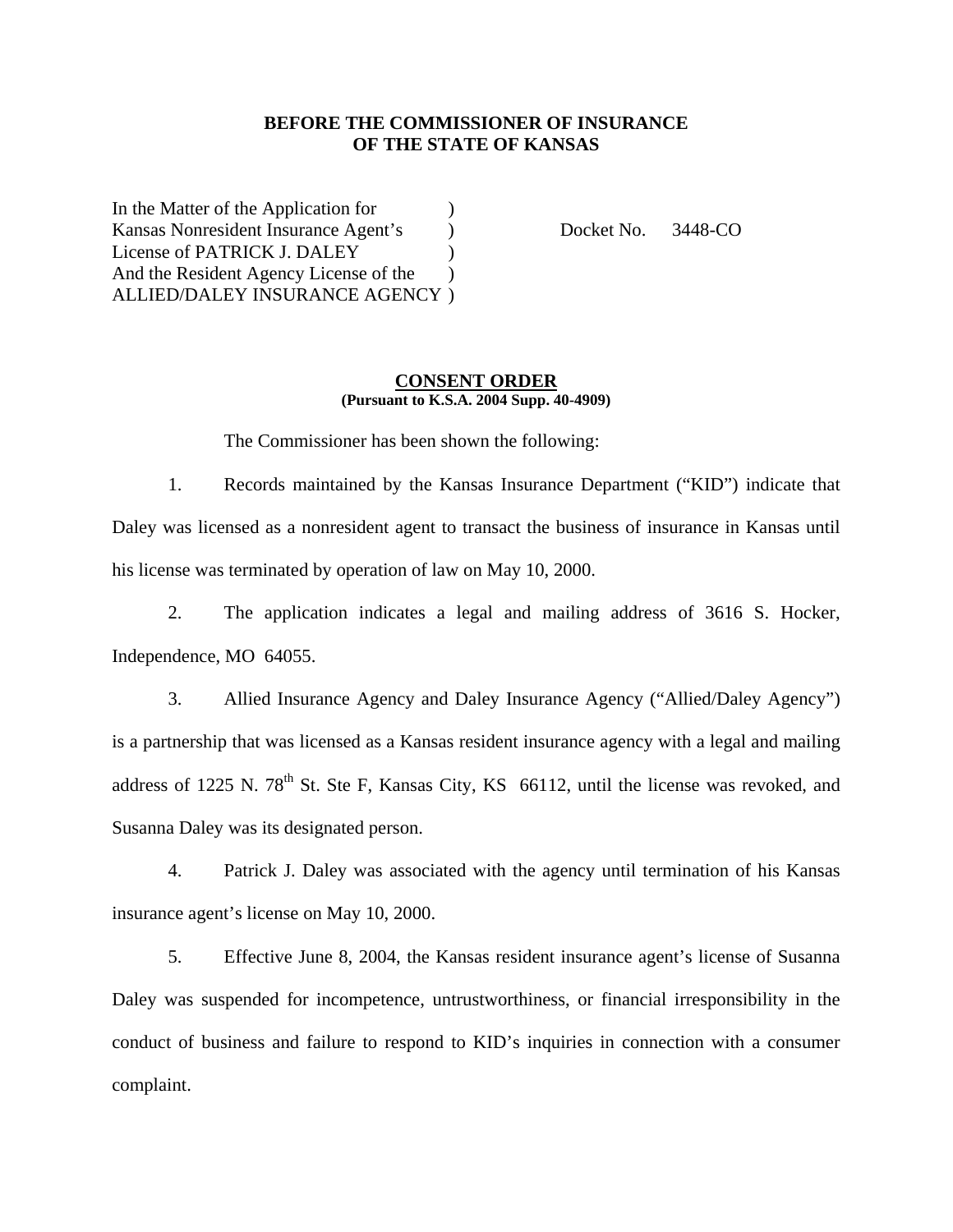**BEFORE THE COMMISSIONER OF INSURANCE**
**OF THE STATE OF KANSAS**

In the Matter of the Application for )
Kansas Nonresident Insurance Agent's ) Docket No. 3448-CO
License of PATRICK J. DALEY )
And the Resident Agency License of the )
ALLIED/DALEY INSURANCE AGENCY )

**CONSENT ORDER**
**(Pursuant to K.S.A. 2004 Supp. 40-4909)**

The Commissioner has been shown the following:

1. Records maintained by the Kansas Insurance Department ("KID") indicate that Daley was licensed as a nonresident agent to transact the business of insurance in Kansas until his license was terminated by operation of law on May 10, 2000.

2. The application indicates a legal and mailing address of 3616 S. Hocker, Independence, MO 64055.

3. Allied Insurance Agency and Daley Insurance Agency ("Allied/Daley Agency") is a partnership that was licensed as a Kansas resident insurance agency with a legal and mailing address of 1225 N. 78th St. Ste F, Kansas City, KS 66112, until the license was revoked, and Susanna Daley was its designated person.

4. Patrick J. Daley was associated with the agency until termination of his Kansas insurance agent's license on May 10, 2000.

5. Effective June 8, 2004, the Kansas resident insurance agent's license of Susanna Daley was suspended for incompetence, untrustworthiness, or financial irresponsibility in the conduct of business and failure to respond to KID's inquiries in connection with a consumer complaint.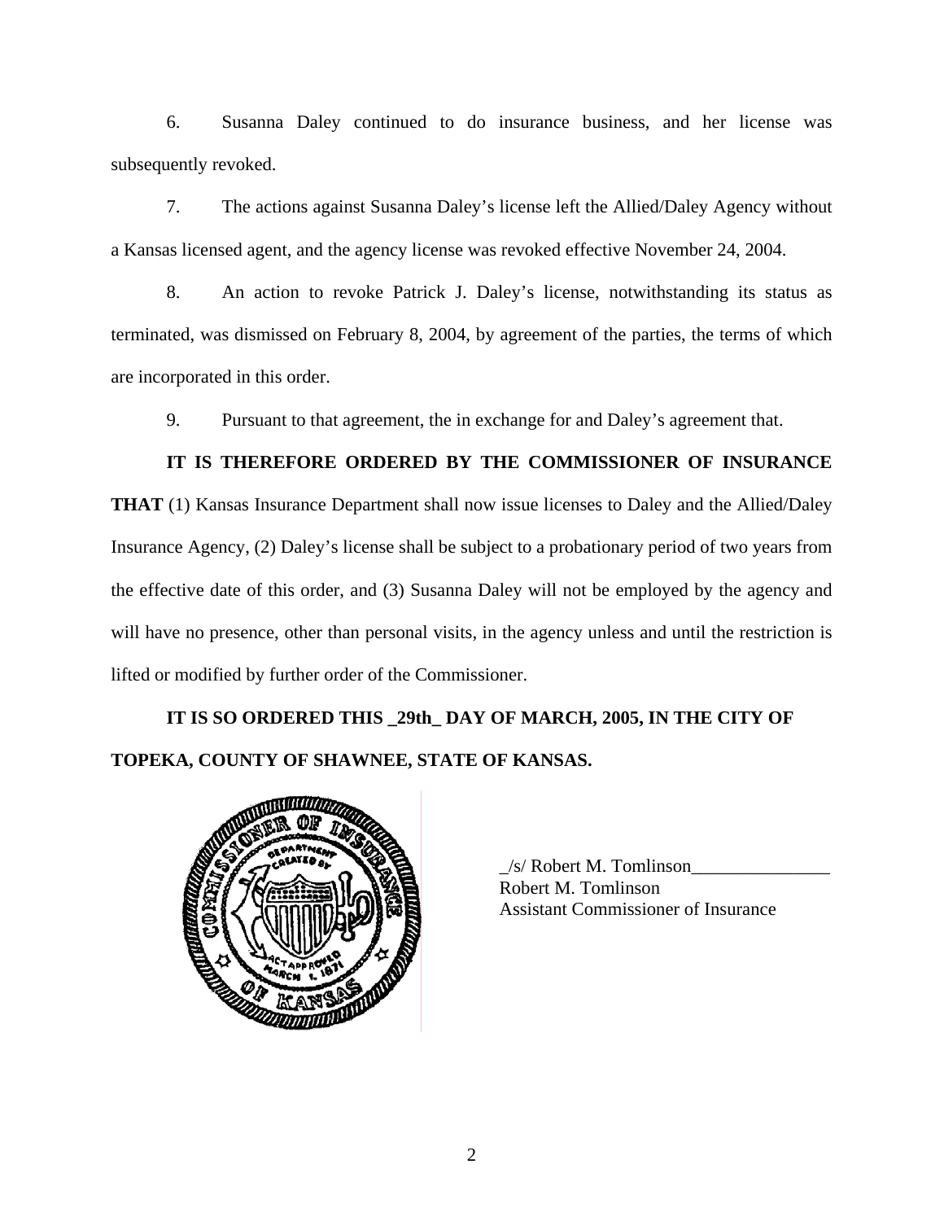6. Susanna Daley continued to do insurance business, and her license was subsequently revoked.

7. The actions against Susanna Daley's license left the Allied/Daley Agency without a Kansas licensed agent, and the agency license was revoked effective November 24, 2004.

8. An action to revoke Patrick J. Daley's license, notwithstanding its status as terminated, was dismissed on February 8, 2004, by agreement of the parties, the terms of which are incorporated in this order.

9. Pursuant to that agreement, the in exchange for and Daley's agreement that.

**IT IS THEREFORE ORDERED BY THE COMMISSIONER OF INSURANCE THAT** (1) Kansas Insurance Department shall now issue licenses to Daley and the Allied/Daley Insurance Agency, (2) Daley's license shall be subject to a probationary period of two years from the effective date of this order, and (3) Susanna Daley will not be employed by the agency and will have no presence, other than personal visits, in the agency unless and until the restriction is lifted or modified by further order of the Commissioner.

**IT IS SO ORDERED THIS _29th_ DAY OF MARCH, 2005, IN THE CITY OF TOPEKA, COUNTY OF SHAWNEE, STATE OF KANSAS.**

_/s/ Robert M. Tomlinson_______________
Robert M. Tomlinson
Assistant Commissioner of Insurance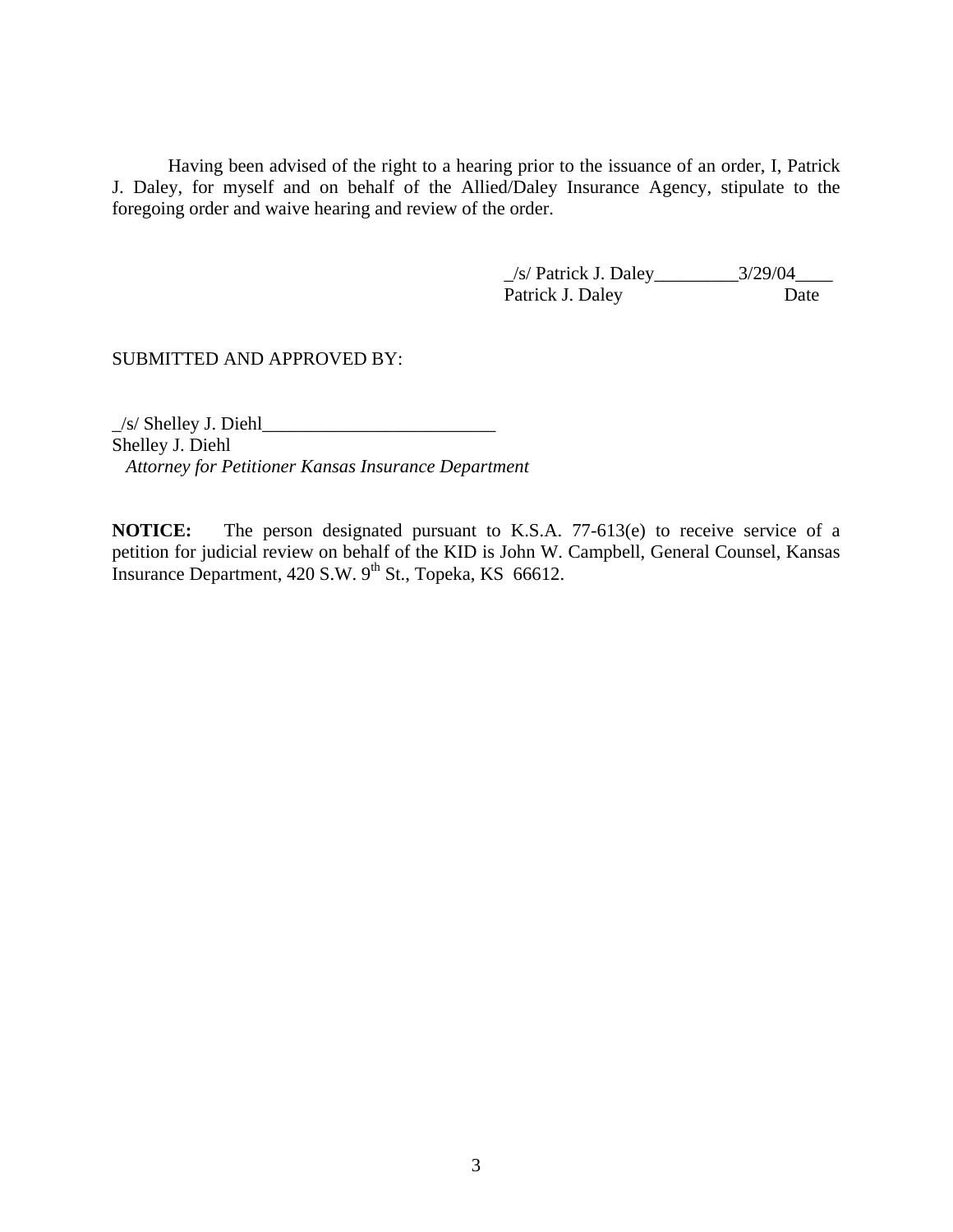Having been advised of the right to a hearing prior to the issuance of an order, I, Patrick J. Daley, for myself and on behalf of the Allied/Daley Insurance Agency, stipulate to the foregoing order and waive hearing and review of the order.

_/s/ Patrick J. Daley_________3/29/04____
Patrick J. Daley Date

SUBMITTED AND APPROVED BY:

_/s/ Shelley J. Diehl__________________________
Shelley J. Diehl
*Attorney for Petitioner Kansas Insurance Department*

**NOTICE:** The person designated pursuant to K.S.A. 77-613(e) to receive service of a petition for judicial review on behalf of the KID is John W. Campbell, General Counsel, Kansas Insurance Department, 420 S.W. 9th St., Topeka, KS 66612.